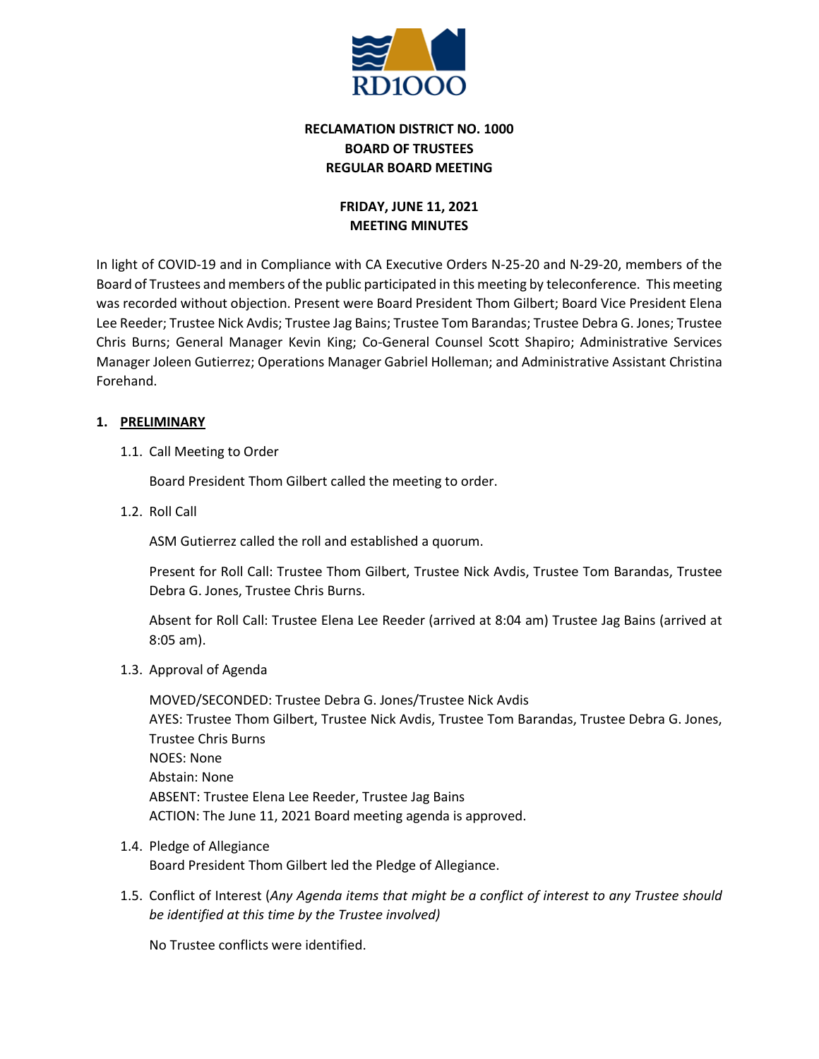**RECLAMATION DISTRICT NO. 1000**
**BOARD OF TRUSTEES**
**REGULAR BOARD MEETING**

**FRIDAY, JUNE 11, 2021**
**MEETING MINUTES**

In light of COVID-19 and in Compliance with CA Executive Orders N-25-20 and N-29-20, members of the Board of Trustees and members of the public participated in this meeting by teleconference. This meeting was recorded without objection. Present were Board President Thom Gilbert; Board Vice President Elena Lee Reeder; Trustee Nick Avdis; Trustee Jag Bains; Trustee Tom Barandas; Trustee Debra G. Jones; Trustee Chris Burns; General Manager Kevin King; Co-General Counsel Scott Shapiro; Administrative Services Manager Joleen Gutierrez; Operations Manager Gabriel Holleman; and Administrative Assistant Christina Forehand.

## 1. PRELIMINARY

1.1. Call Meeting to Order

Board President Thom Gilbert called the meeting to order.

1.2. Roll Call

ASM Gutierrez called the roll and established a quorum.

Present for Roll Call: Trustee Thom Gilbert, Trustee Nick Avdis, Trustee Tom Barandas, Trustee Debra G. Jones, Trustee Chris Burns.

Absent for Roll Call: Trustee Elena Lee Reeder (arrived at 8:04 am) Trustee Jag Bains (arrived at 8:05 am).

1.3. Approval of Agenda

MOVED/SECONDED: Trustee Debra G. Jones/Trustee Nick Avdis
AYES: Trustee Thom Gilbert, Trustee Nick Avdis, Trustee Tom Barandas, Trustee Debra G. Jones, Trustee Chris Burns
NOES: None
Abstain: None
ABSENT: Trustee Elena Lee Reeder, Trustee Jag Bains
ACTION: The June 11, 2021 Board meeting agenda is approved.

1.4. Pledge of Allegiance
Board President Thom Gilbert led the Pledge of Allegiance.

1.5. Conflict of Interest (*Any Agenda items that might be a conflict of interest to any Trustee should be identified at this time by the Trustee involved)*

No Trustee conflicts were identified.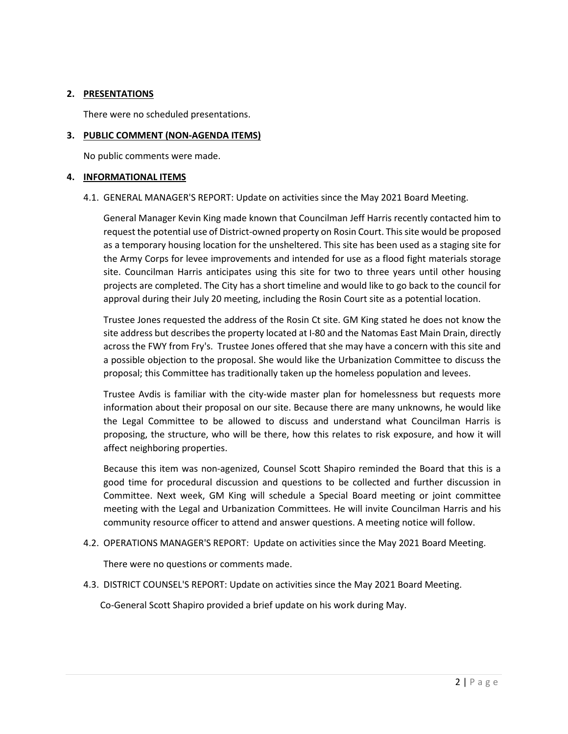## 2. PRESENTATIONS

There were no scheduled presentations.

## 3. PUBLIC COMMENT (NON-AGENDA ITEMS)

No public comments were made.

## 4. INFORMATIONAL ITEMS

4.1. GENERAL MANAGER'S REPORT: Update on activities since the May 2021 Board Meeting.

General Manager Kevin King made known that Councilman Jeff Harris recently contacted him to request the potential use of District-owned property on Rosin Court. This site would be proposed as a temporary housing location for the unsheltered. This site has been used as a staging site for the Army Corps for levee improvements and intended for use as a flood fight materials storage site. Councilman Harris anticipates using this site for two to three years until other housing projects are completed. The City has a short timeline and would like to go back to the council for approval during their July 20 meeting, including the Rosin Court site as a potential location.

Trustee Jones requested the address of the Rosin Ct site. GM King stated he does not know the site address but describes the property located at I-80 and the Natomas East Main Drain, directly across the FWY from Fry's. Trustee Jones offered that she may have a concern with this site and a possible objection to the proposal. She would like the Urbanization Committee to discuss the proposal; this Committee has traditionally taken up the homeless population and levees.

Trustee Avdis is familiar with the city-wide master plan for homelessness but requests more information about their proposal on our site. Because there are many unknowns, he would like the Legal Committee to be allowed to discuss and understand what Councilman Harris is proposing, the structure, who will be there, how this relates to risk exposure, and how it will affect neighboring properties.

Because this item was non-agenized, Counsel Scott Shapiro reminded the Board that this is a good time for procedural discussion and questions to be collected and further discussion in Committee. Next week, GM King will schedule a Special Board meeting or joint committee meeting with the Legal and Urbanization Committees. He will invite Councilman Harris and his community resource officer to attend and answer questions. A meeting notice will follow.

4.2. OPERATIONS MANAGER'S REPORT: Update on activities since the May 2021 Board Meeting.

There were no questions or comments made.

4.3. DISTRICT COUNSEL'S REPORT: Update on activities since the May 2021 Board Meeting.

Co-General Scott Shapiro provided a brief update on his work during May.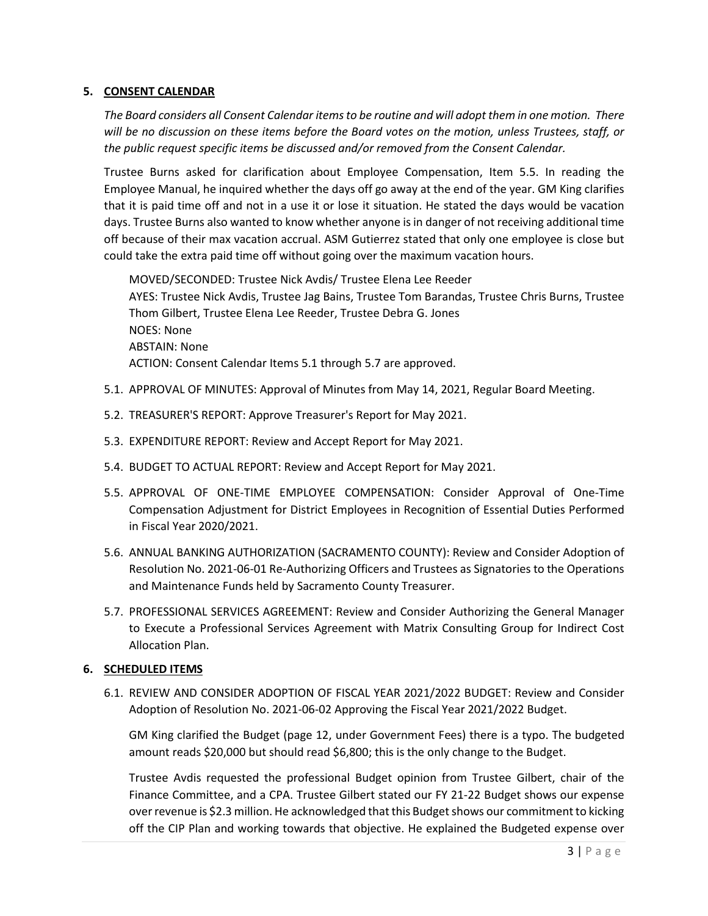## 5. CONSENT CALENDAR

*The Board considers all Consent Calendar items to be routine and will adopt them in one motion. There will be no discussion on these items before the Board votes on the motion, unless Trustees, staff, or the public request specific items be discussed and/or removed from the Consent Calendar.*

Trustee Burns asked for clarification about Employee Compensation, Item 5.5. In reading the Employee Manual, he inquired whether the days off go away at the end of the year. GM King clarifies that it is paid time off and not in a use it or lose it situation. He stated the days would be vacation days. Trustee Burns also wanted to know whether anyone is in danger of not receiving additional time off because of their max vacation accrual. ASM Gutierrez stated that only one employee is close but could take the extra paid time off without going over the maximum vacation hours.

MOVED/SECONDED: Trustee Nick Avdis/ Trustee Elena Lee Reeder
AYES: Trustee Nick Avdis, Trustee Jag Bains, Trustee Tom Barandas, Trustee Chris Burns, Trustee Thom Gilbert, Trustee Elena Lee Reeder, Trustee Debra G. Jones
NOES: None
ABSTAIN: None
ACTION: Consent Calendar Items 5.1 through 5.7 are approved.

5.1. APPROVAL OF MINUTES: Approval of Minutes from May 14, 2021, Regular Board Meeting.

5.2. TREASURER'S REPORT: Approve Treasurer's Report for May 2021.

5.3. EXPENDITURE REPORT: Review and Accept Report for May 2021.

5.4. BUDGET TO ACTUAL REPORT: Review and Accept Report for May 2021.

5.5. APPROVAL OF ONE-TIME EMPLOYEE COMPENSATION: Consider Approval of One-Time Compensation Adjustment for District Employees in Recognition of Essential Duties Performed in Fiscal Year 2020/2021.

5.6. ANNUAL BANKING AUTHORIZATION (SACRAMENTO COUNTY): Review and Consider Adoption of Resolution No. 2021-06-01 Re-Authorizing Officers and Trustees as Signatories to the Operations and Maintenance Funds held by Sacramento County Treasurer.

5.7. PROFESSIONAL SERVICES AGREEMENT: Review and Consider Authorizing the General Manager to Execute a Professional Services Agreement with Matrix Consulting Group for Indirect Cost Allocation Plan.

## 6. SCHEDULED ITEMS

6.1. REVIEW AND CONSIDER ADOPTION OF FISCAL YEAR 2021/2022 BUDGET: Review and Consider Adoption of Resolution No. 2021-06-02 Approving the Fiscal Year 2021/2022 Budget.

GM King clarified the Budget (page 12, under Government Fees) there is a typo. The budgeted amount reads $20,000 but should read $6,800; this is the only change to the Budget.

Trustee Avdis requested the professional Budget opinion from Trustee Gilbert, chair of the Finance Committee, and a CPA. Trustee Gilbert stated our FY 21-22 Budget shows our expense over revenue is $2.3 million. He acknowledged that this Budget shows our commitment to kicking off the CIP Plan and working towards that objective. He explained the Budgeted expense over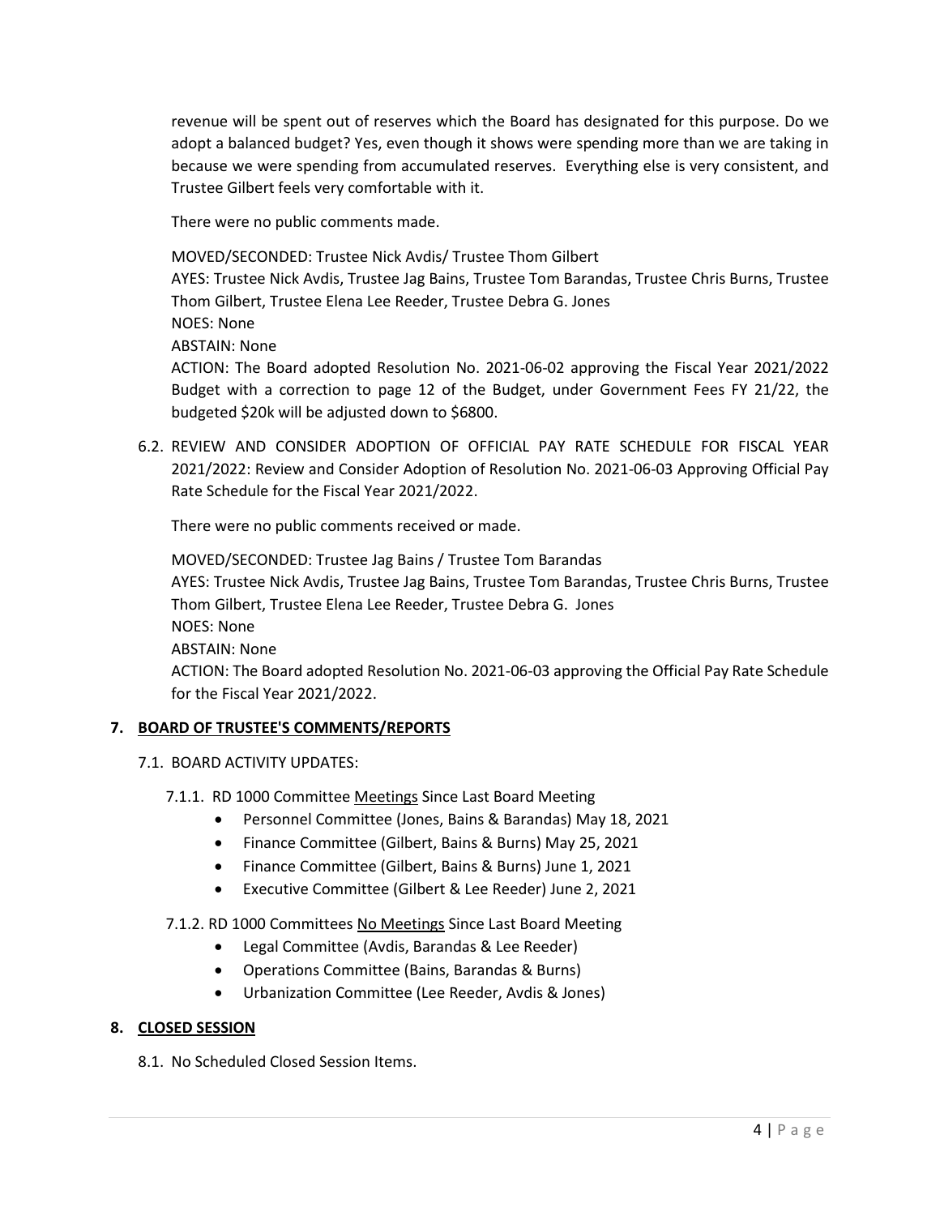revenue will be spent out of reserves which the Board has designated for this purpose. Do we adopt a balanced budget? Yes, even though it shows were spending more than we are taking in because we were spending from accumulated reserves. Everything else is very consistent, and Trustee Gilbert feels very comfortable with it.

There were no public comments made.

MOVED/SECONDED: Trustee Nick Avdis/ Trustee Thom Gilbert
AYES: Trustee Nick Avdis, Trustee Jag Bains, Trustee Tom Barandas, Trustee Chris Burns, Trustee Thom Gilbert, Trustee Elena Lee Reeder, Trustee Debra G. Jones
NOES: None
ABSTAIN: None
ACTION: The Board adopted Resolution No. 2021-06-02 approving the Fiscal Year 2021/2022 Budget with a correction to page 12 of the Budget, under Government Fees FY 21/22, the budgeted $20k will be adjusted down to $6800.

6.2. REVIEW AND CONSIDER ADOPTION OF OFFICIAL PAY RATE SCHEDULE FOR FISCAL YEAR 2021/2022: Review and Consider Adoption of Resolution No. 2021-06-03 Approving Official Pay Rate Schedule for the Fiscal Year 2021/2022.

There were no public comments received or made.

MOVED/SECONDED: Trustee Jag Bains / Trustee Tom Barandas
AYES: Trustee Nick Avdis, Trustee Jag Bains, Trustee Tom Barandas, Trustee Chris Burns, Trustee Thom Gilbert, Trustee Elena Lee Reeder, Trustee Debra G. Jones
NOES: None
ABSTAIN: None
ACTION: The Board adopted Resolution No. 2021-06-03 approving the Official Pay Rate Schedule for the Fiscal Year 2021/2022.

## 7. BOARD OF TRUSTEE'S COMMENTS/REPORTS

7.1. BOARD ACTIVITY UPDATES:

7.1.1. RD 1000 Committee Meetings Since Last Board Meeting

- Personnel Committee (Jones, Bains & Barandas) May 18, 2021
- Finance Committee (Gilbert, Bains & Burns) May 25, 2021
- Finance Committee (Gilbert, Bains & Burns) June 1, 2021
- Executive Committee (Gilbert & Lee Reeder) June 2, 2021

7.1.2. RD 1000 Committees No Meetings Since Last Board Meeting

- Legal Committee (Avdis, Barandas & Lee Reeder)
- Operations Committee (Bains, Barandas & Burns)
- Urbanization Committee (Lee Reeder, Avdis & Jones)

## 8. CLOSED SESSION

8.1. No Scheduled Closed Session Items.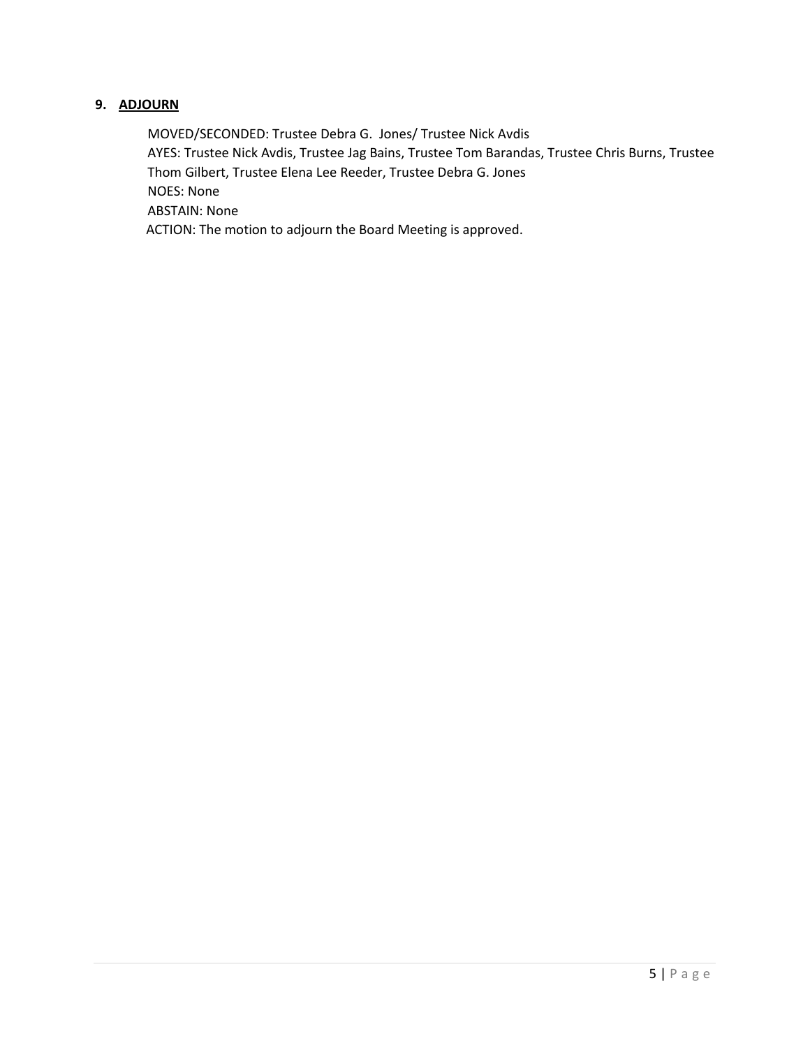## 9. ADJOURN

MOVED/SECONDED: Trustee Debra G. Jones/ Trustee Nick Avdis
AYES: Trustee Nick Avdis, Trustee Jag Bains, Trustee Tom Barandas, Trustee Chris Burns, Trustee Thom Gilbert, Trustee Elena Lee Reeder, Trustee Debra G. Jones
NOES: None
ABSTAIN: None
ACTION: The motion to adjourn the Board Meeting is approved.